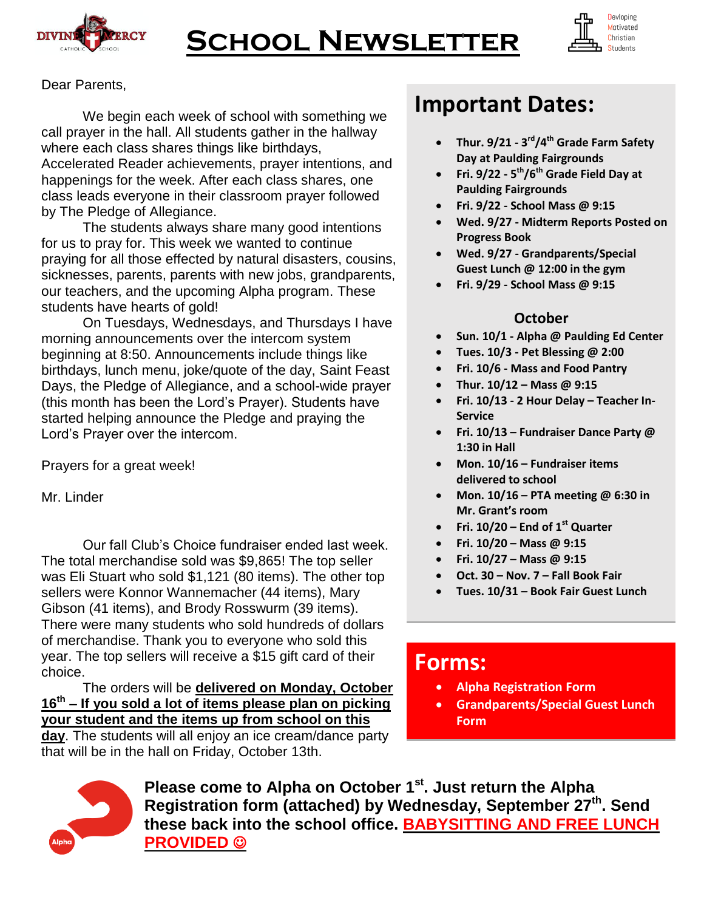# School Newsletter

Devloping Motivated Christian Students

Dear Parents,

We begin each week of school with something we call prayer in the hall. All students gather in the hallway where each class shares things like birthdays, Accelerated Reader achievements, prayer intentions, and happenings for the week. After each class shares, one class leads everyone in their classroom prayer followed by The Pledge of Allegiance.

The students always share many good intentions for us to pray for. This week we wanted to continue praying for all those effected by natural disasters, cousins, sicknesses, parents, parents with new jobs, grandparents, our teachers, and the upcoming Alpha program. These students have hearts of gold!

On Tuesdays, Wednesdays, and Thursdays I have morning announcements over the intercom system beginning at 8:50. Announcements include things like birthdays, lunch menu, joke/quote of the day, Saint Feast Days, the Pledge of Allegiance, and a school-wide prayer (this month has been the Lord's Prayer). Students have started helping announce the Pledge and praying the Lord's Prayer over the intercom.

Prayers for a great week!

Mr. Linder

Our fall Club's Choice fundraiser ended last week. The total merchandise sold was $9,865! The top seller was Eli Stuart who sold $1,121 (80 items). The other top sellers were Konnor Wannemacher (44 items), Mary Gibson (41 items), and Brody Rosswurm (39 items). There were many students who sold hundreds of dollars of merchandise. Thank you to everyone who sold this year. The top sellers will receive a $15 gift card of their choice.

The orders will be **delivered on Monday, October 16th – If you sold a lot of items please plan on picking your student and the items up from school on this day**. The students will all enjoy an ice cream/dance party that will be in the hall on Friday, October 13th.

## Important Dates:

- **Thur. 9/21 - 3rd/4th Grade Farm Safety Day at Paulding Fairgrounds**
- **Fri. 9/22 - 5th/6th Grade Field Day at Paulding Fairgrounds**
- **Fri. 9/22 - School Mass @ 9:15**
- **Wed. 9/27 - Midterm Reports Posted on Progress Book**
- **Wed. 9/27 - Grandparents/Special Guest Lunch @ 12:00 in the gym**
- **Fri. 9/29 - School Mass @ 9:15**

### October

- **Sun. 10/1 - Alpha @ Paulding Ed Center**
- **Tues. 10/3 - Pet Blessing @ 2:00**
- **Fri. 10/6 - Mass and Food Pantry**
- **Thur. 10/12 – Mass @ 9:15**
- **Fri. 10/13 - 2 Hour Delay – Teacher In-Service**
- **Fri. 10/13 – Fundraiser Dance Party @ 1:30 in Hall**
- **Mon. 10/16 – Fundraiser items delivered to school**
- **Mon. 10/16 – PTA meeting @ 6:30 in Mr. Grant's room**
- **Fri. 10/20 – End of 1st Quarter**
- **Fri. 10/20 – Mass @ 9:15**
- **Fri. 10/27 – Mass @ 9:15**
- **Oct. 30 – Nov. 7 – Fall Book Fair**
- **Tues. 10/31 – Book Fair Guest Lunch**

## Forms:

- **Alpha Registration Form**
- **Grandparents/Special Guest Lunch Form**

**Please come to Alpha on October 1st. Just return the Alpha Registration form (attached) by Wednesday, September 27th. Send these back into the school office. BABYSITTING AND FREE LUNCH PROVIDED ☺**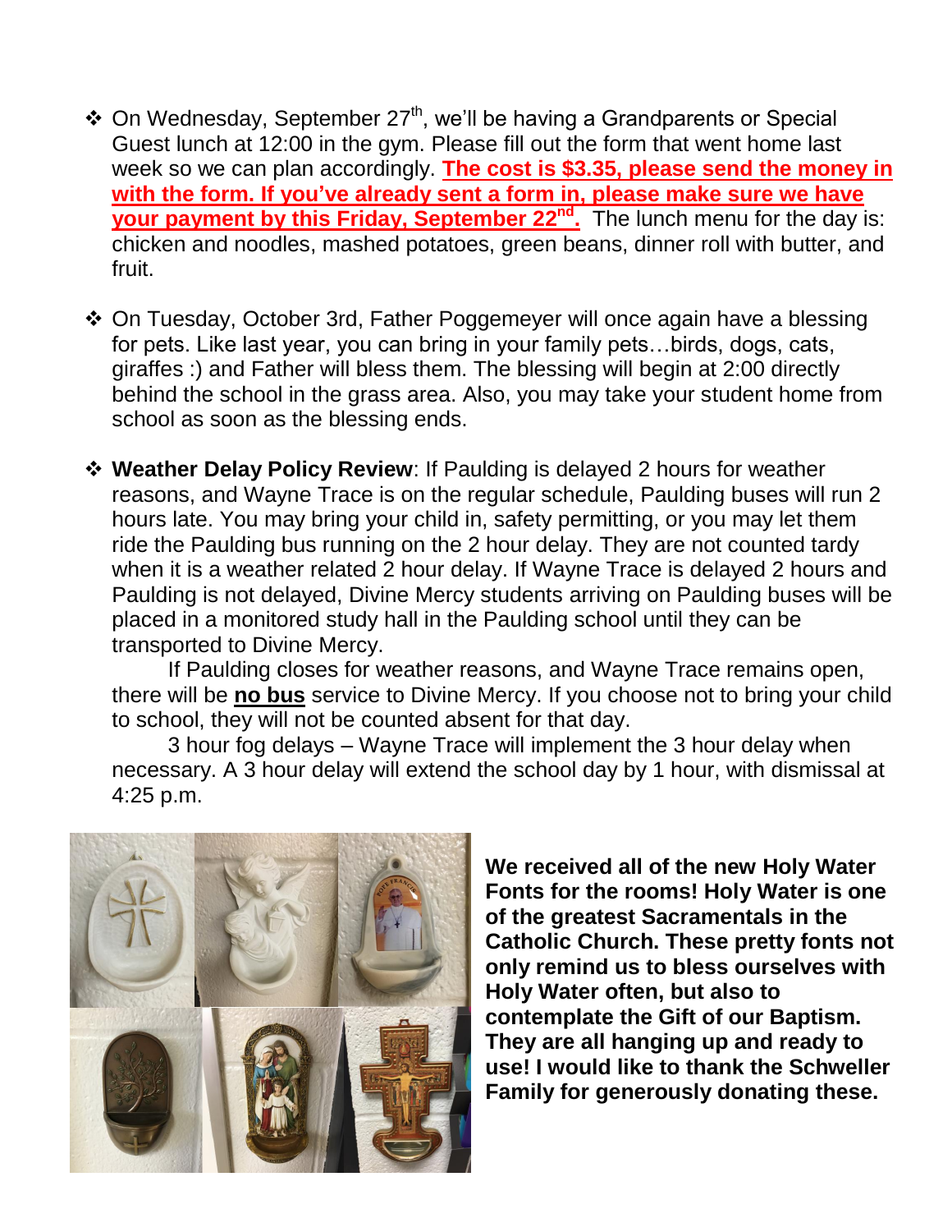- On Wednesday, September 27th, we'll be having a Grandparents or Special Guest lunch at 12:00 in the gym. Please fill out the form that went home last week so we can plan accordingly. **The cost is $3.35, please send the money in with the form. If you've already sent a form in, please make sure we have your payment by this Friday, September 22nd.** The lunch menu for the day is: chicken and noodles, mashed potatoes, green beans, dinner roll with butter, and fruit.

- On Tuesday, October 3rd, Father Poggemeyer will once again have a blessing for pets. Like last year, you can bring in your family pets…birds, dogs, cats, giraffes :) and Father will bless them. The blessing will begin at 2:00 directly behind the school in the grass area. Also, you may take your student home from school as soon as the blessing ends.

- **Weather Delay Policy Review**: If Paulding is delayed 2 hours for weather reasons, and Wayne Trace is on the regular schedule, Paulding buses will run 2 hours late. You may bring your child in, safety permitting, or you may let them ride the Paulding bus running on the 2 hour delay. They are not counted tardy when it is a weather related 2 hour delay. If Wayne Trace is delayed 2 hours and Paulding is not delayed, Divine Mercy students arriving on Paulding buses will be placed in a monitored study hall in the Paulding school until they can be transported to Divine Mercy.

  If Paulding closes for weather reasons, and Wayne Trace remains open, there will be **no bus** service to Divine Mercy. If you choose not to bring your child to school, they will not be counted absent for that day.

  3 hour fog delays – Wayne Trace will implement the 3 hour delay when necessary. A 3 hour delay will extend the school day by 1 hour, with dismissal at 4:25 p.m.

**We received all of the new Holy Water Fonts for the rooms! Holy Water is one of the greatest Sacramentals in the Catholic Church. These pretty fonts not only remind us to bless ourselves with Holy Water often, but also to contemplate the Gift of our Baptism. They are all hanging up and ready to use! I would like to thank the Schweller Family for generously donating these.**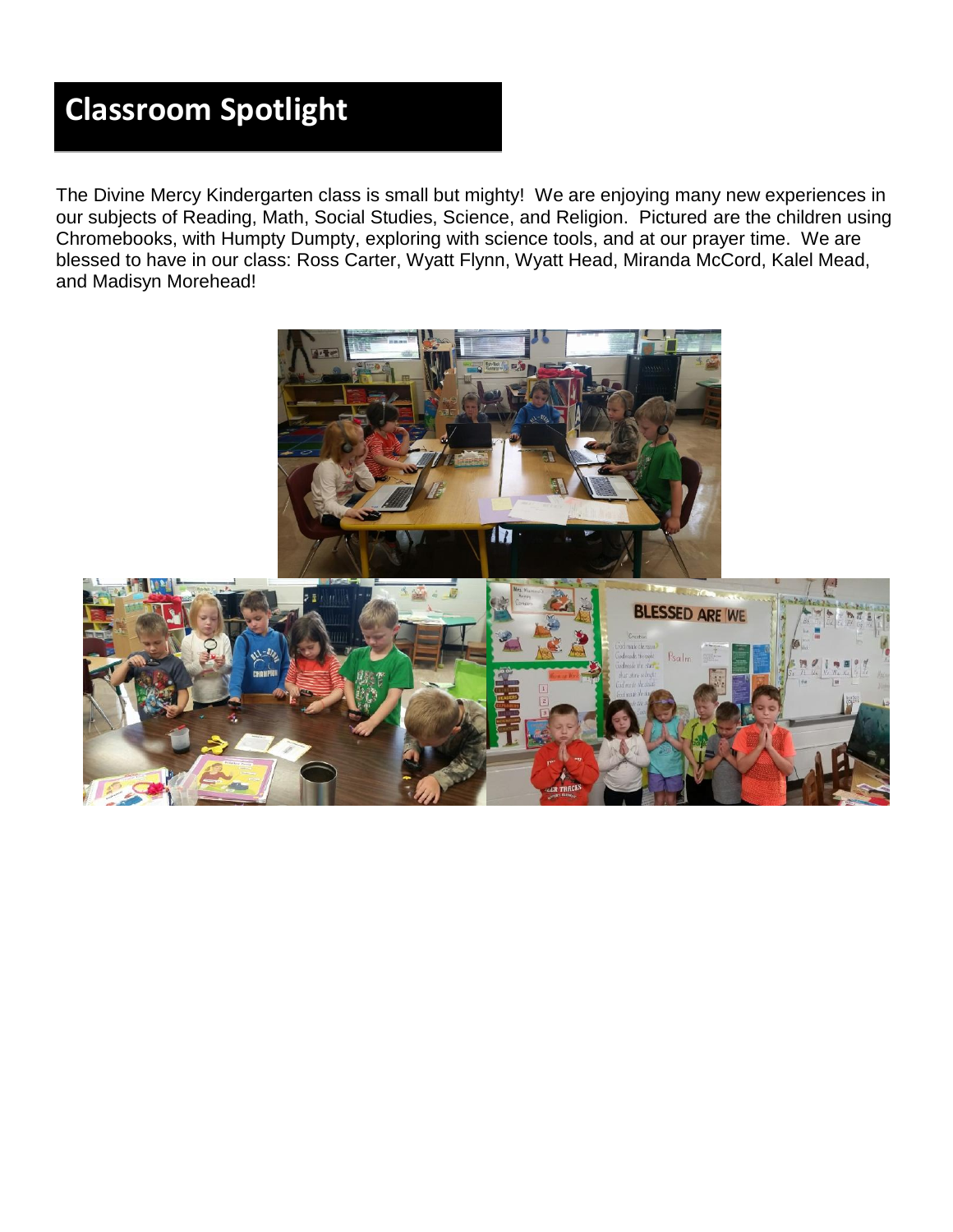## Classroom Spotlight

The Divine Mercy Kindergarten class is small but mighty! We are enjoying many new experiences in our subjects of Reading, Math, Social Studies, Science, and Religion. Pictured are the children using Chromebooks, with Humpty Dumpty, exploring with science tools, and at our prayer time. We are blessed to have in our class: Ross Carter, Wyatt Flynn, Wyatt Head, Miranda McCord, Kalel Mead, and Madisyn Morehead!